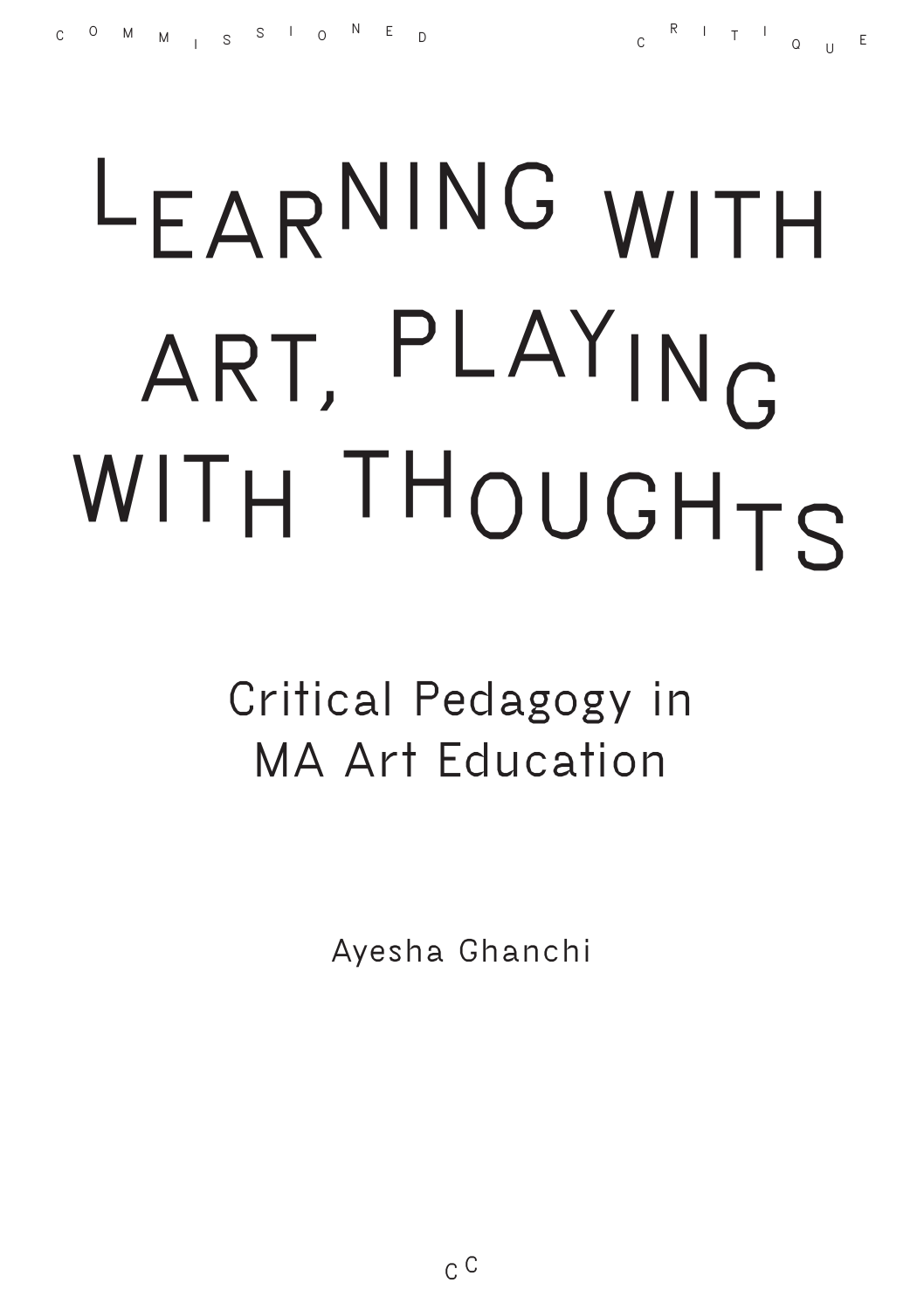COMMISSIONED CRITIQUE

# Learning with Art, Playing with Thoughts

## Critical Pedagogy in MA Art Education

Ayesha Ghanchi

CC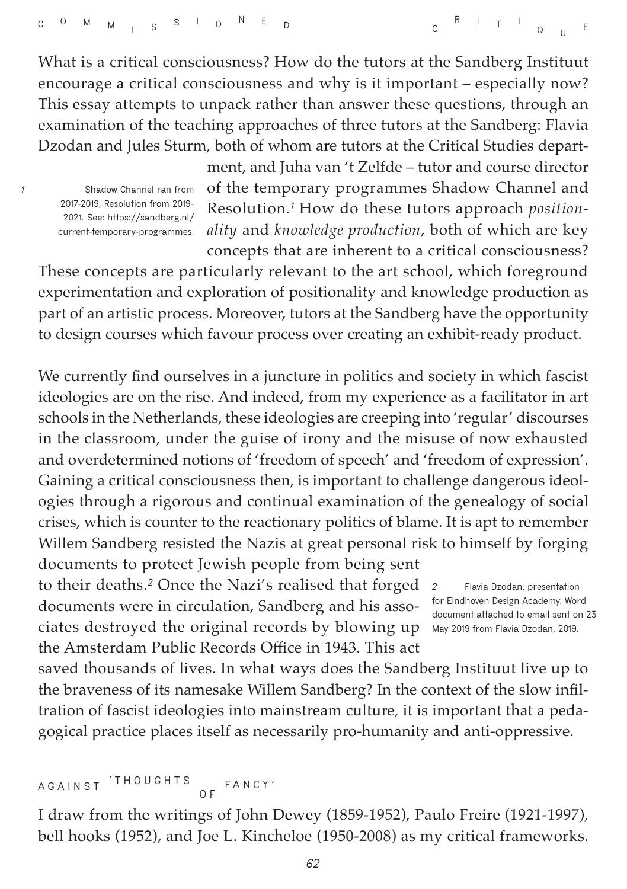What is a critical consciousness? How do the tutors at the Sandberg Instituut encourage a critical consciousness and why is it important – especially now? This essay attempts to unpack rather than answer these questions, through an examination of the teaching approaches of three tutors at the Sandberg: Flavia Dzodan and Jules Sturm, both of whom are tutors at the Critical Studies department, and Juha van 't Zelfde – tutor and course director of the temporary programmes Shadow Channel and Resolution.[1] How do these tutors approach *positionality* and *knowledge production*, both of which are key concepts that are inherent to a critical consciousness? These concepts are particularly relevant to the art school, which foreground experimentation and exploration of positionality and knowledge production as part of an artistic process. Moreover, tutors at the Sandberg have the opportunity to design courses which favour process over creating an exhibit-ready product.

We currently find ourselves in a juncture in politics and society in which fascist ideologies are on the rise. And indeed, from my experience as a facilitator in art schools in the Netherlands, these ideologies are creeping into 'regular' discourses in the classroom, under the guise of irony and the misuse of now exhausted and overdetermined notions of 'freedom of speech' and 'freedom of expression'. Gaining a critical consciousness then, is important to challenge dangerous ideologies through a rigorous and continual examination of the genealogy of social crises, which is counter to the reactionary politics of blame. It is apt to remember Willem Sandberg resisted the Nazis at great personal risk to himself by forging documents to protect Jewish people from being sent to their deaths.[2] Once the Nazi's realised that forged documents were in circulation, Sandberg and his associates destroyed the original records by blowing up the Amsterdam Public Records Office in 1943. This act saved thousands of lives. In what ways does the Sandberg Instituut live up to the braveness of its namesake Willem Sandberg? In the context of the slow infiltration of fascist ideologies into mainstream culture, it is important that a pedagogical practice places itself as necessarily pro-humanity and anti-oppressive.

## AGAINST 'THOUGHTS OF FANCY'

I draw from the writings of John Dewey (1859-1952), Paulo Freire (1921-1997), bell hooks (1952), and Joe L. Kincheloe (1950-2008) as my critical frameworks.

1 Shadow Channel ran from 2017-2019, Resolution from 2019-2021. See: https://sandberg.nl/current-temporary-programmes.

2 Flavia Dzodan, presentation for Eindhoven Design Academy. Word document attached to email sent on 23 May 2019 from Flavia Dzodan, 2019.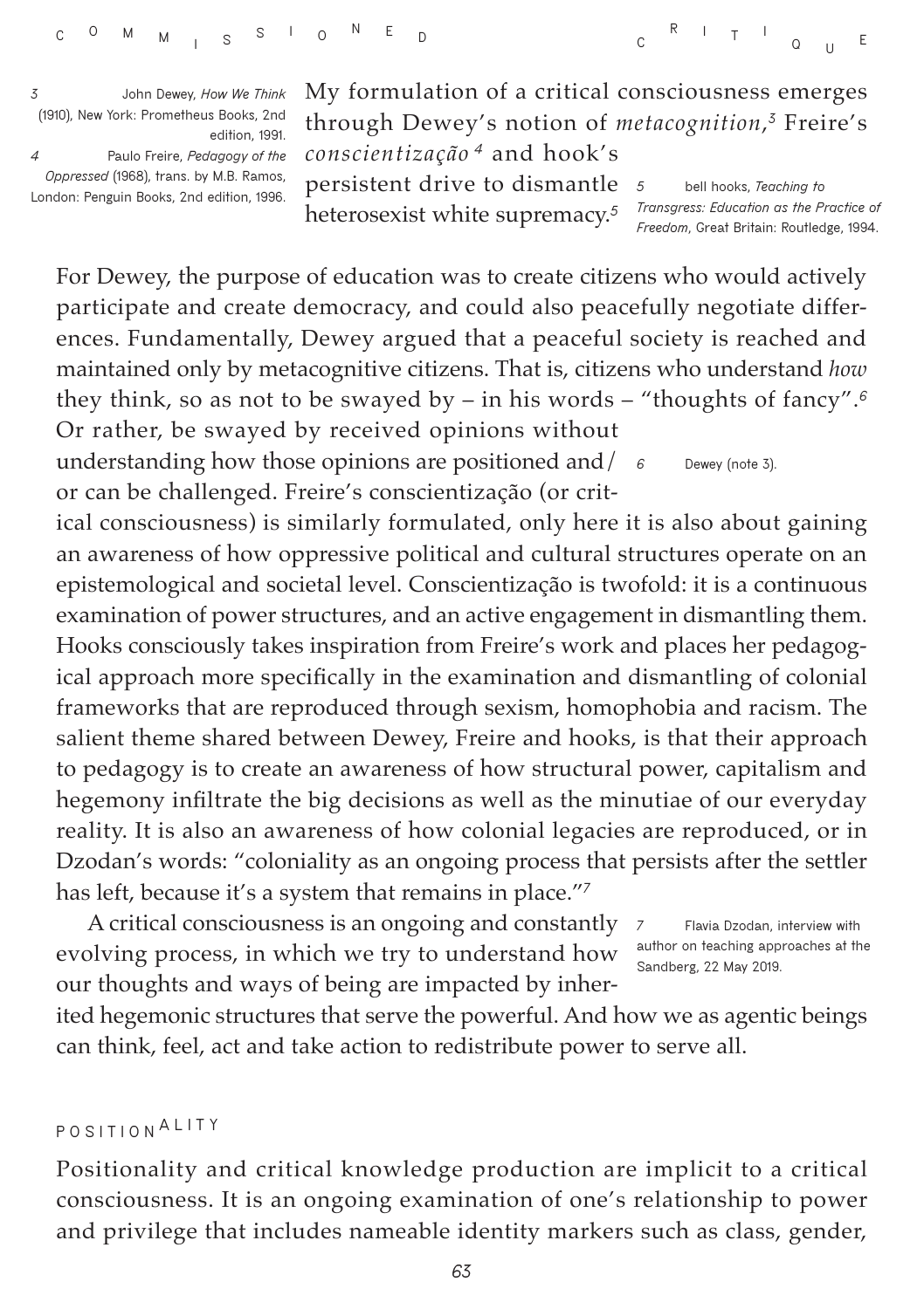My formulation of a critical consciousness emerges through Dewey's notion of *metacognition*,[3] Freire's *conscientização* [4] and hook's persistent drive to dismantle heterosexist white supremacy.[5]

3 John Dewey, *How We Think* (1910), New York: Prometheus Books, 2nd edition, 1991.

4 Paulo Freire, *Pedagogy of the Oppressed* (1968), trans. by M.B. Ramos, London: Penguin Books, 2nd edition, 1996.

5 bell hooks, *Teaching to Transgress: Education as the Practice of Freedom*, Great Britain: Routledge, 1994.

For Dewey, the purpose of education was to create citizens who would actively participate and create democracy, and could also peacefully negotiate differences. Fundamentally, Dewey argued that a peaceful society is reached and maintained only by metacognitive citizens. That is, citizens who understand *how* they think, so as not to be swayed by – in his words – "thoughts of fancy".[6] Or rather, be swayed by received opinions without understanding how those opinions are positioned and/or can be challenged. Freire's conscientização (or critical consciousness) is similarly formulated, only here it is also about gaining an awareness of how oppressive political and cultural structures operate on an epistemological and societal level. Conscientização is twofold: it is a continuous examination of power structures, and an active engagement in dismantling them. Hooks consciously takes inspiration from Freire's work and places her pedagogical approach more specifically in the examination and dismantling of colonial frameworks that are reproduced through sexism, homophobia and racism. The salient theme shared between Dewey, Freire and hooks, is that their approach to pedagogy is to create an awareness of how structural power, capitalism and hegemony infiltrate the big decisions as well as the minutiae of our everyday reality. It is also an awareness of how colonial legacies are reproduced, or in Dzodan's words: "coloniality as an ongoing process that persists after the settler has left, because it's a system that remains in place."[7]

6 Dewey (note 3).

A critical consciousness is an ongoing and constantly evolving process, in which we try to understand how our thoughts and ways of being are impacted by inherited hegemonic structures that serve the powerful. And how we as agentic beings can think, feel, act and take action to redistribute power to serve all.

7 Flavia Dzodan, interview with author on teaching approaches at the Sandberg, 22 May 2019.

## POSITIONALITY

Positionality and critical knowledge production are implicit to a critical consciousness. It is an ongoing examination of one's relationship to power and privilege that includes nameable identity markers such as class, gender,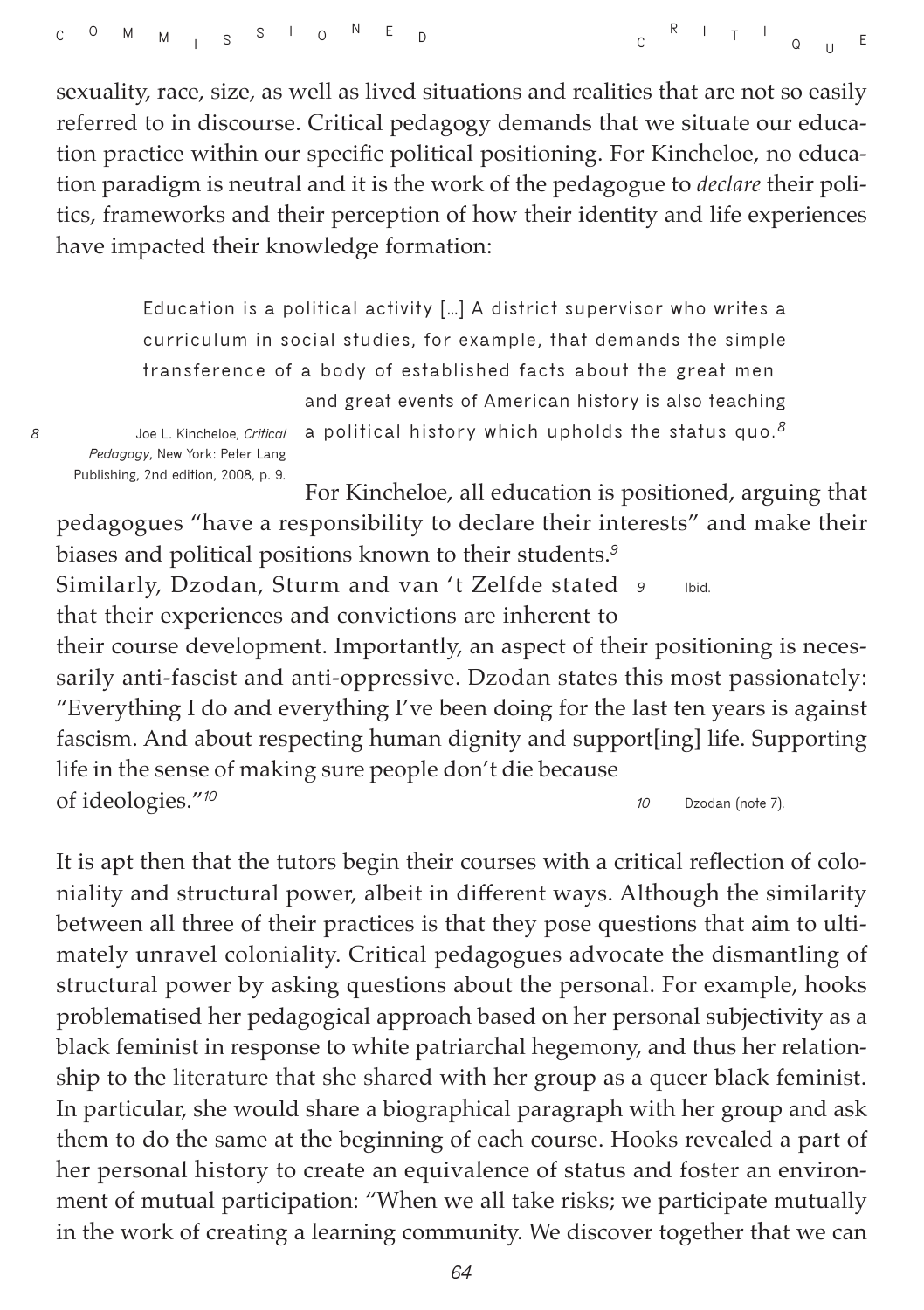sexuality, race, size, as well as lived situations and realities that are not so easily referred to in discourse. Critical pedagogy demands that we situate our education practice within our specific political positioning. For Kincheloe, no education paradigm is neutral and it is the work of the pedagogue to *declare* their politics, frameworks and their perception of how their identity and life experiences have impacted their knowledge formation:

> Education is a political activity [...] A district supervisor who writes a curriculum in social studies, for example, that demands the simple transference of a body of established facts about the great men and great events of American history is also teaching a political history which upholds the status quo.[8]

For Kincheloe, all education is positioned, arguing that pedagogues "have a responsibility to declare their interests" and make their biases and political positions known to their students.[9] Similarly, Dzodan, Sturm and van 't Zelfde stated that their experiences and convictions are inherent to their course development. Importantly, an aspect of their positioning is necessarily anti-fascist and anti-oppressive. Dzodan states this most passionately: "Everything I do and everything I've been doing for the last ten years is against fascism. And about respecting human dignity and support[ing] life. Supporting life in the sense of making sure people don't die because of ideologies."[10]

It is apt then that the tutors begin their courses with a critical reflection of coloniality and structural power, albeit in different ways. Although the similarity between all three of their practices is that they pose questions that aim to ultimately unravel coloniality. Critical pedagogues advocate the dismantling of structural power by asking questions about the personal. For example, hooks problematised her pedagogical approach based on her personal subjectivity as a black feminist in response to white patriarchal hegemony, and thus her relationship to the literature that she shared with her group as a queer black feminist. In particular, she would share a biographical paragraph with her group and ask them to do the same at the beginning of each course. Hooks revealed a part of her personal history to create an equivalence of status and foster an environment of mutual participation: "When we all take risks; we participate mutually in the work of creating a learning community. We discover together that we can

8 Joe L. Kincheloe, *Critical Pedagogy*, New York: Peter Lang Publishing, 2nd edition, 2008, p. 9.

9 Ibid.

10 Dzodan (note 7).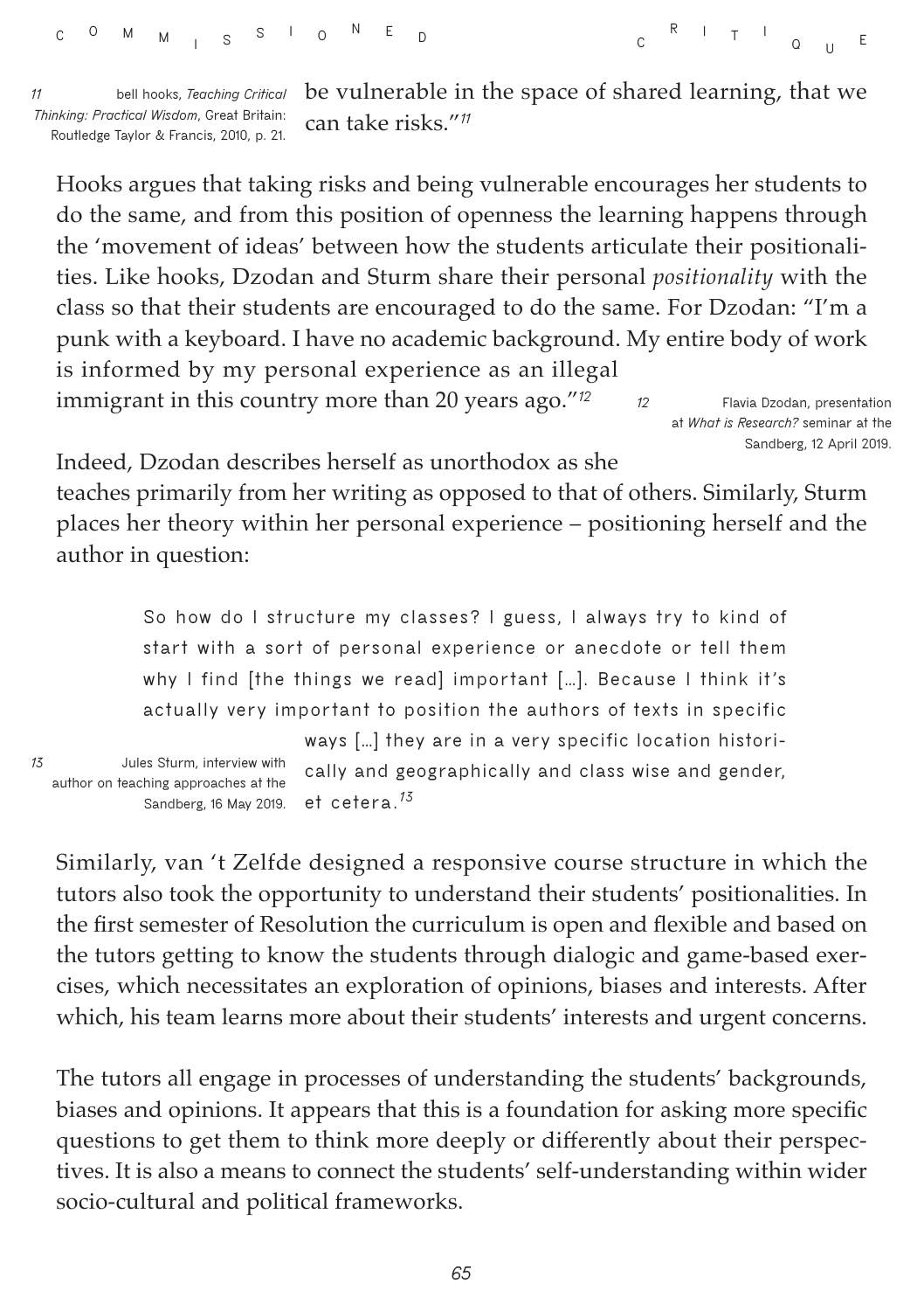be vulnerable in the space of shared learning, that we can take risks."[11]

Hooks argues that taking risks and being vulnerable encourages her students to do the same, and from this position of openness the learning happens through the 'movement of ideas' between how the students articulate their positionalities. Like hooks, Dzodan and Sturm share their personal *positionality* with the class so that their students are encouraged to do the same. For Dzodan: "I'm a punk with a keyboard. I have no academic background. My entire body of work is informed by my personal experience as an illegal immigrant in this country more than 20 years ago."[12]

Indeed, Dzodan describes herself as unorthodox as she teaches primarily from her writing as opposed to that of others. Similarly, Sturm places her theory within her personal experience – positioning herself and the author in question:

> So how do I structure my classes? I guess, I always try to kind of start with a sort of personal experience or anecdote or tell them why I find [the things we read] important [...]. Because I think it's actually very important to position the authors of texts in specific ways [...] they are in a very specific location historically and geographically and class wise and gender, et cetera.[13]

Similarly, van 't Zelfde designed a responsive course structure in which the tutors also took the opportunity to understand their students' positionalities. In the first semester of Resolution the curriculum is open and flexible and based on the tutors getting to know the students through dialogic and game-based exercises, which necessitates an exploration of opinions, biases and interests. After which, his team learns more about their students' interests and urgent concerns.

The tutors all engage in processes of understanding the students' backgrounds, biases and opinions. It appears that this is a foundation for asking more specific questions to get them to think more deeply or differently about their perspectives. It is also a means to connect the students' self-understanding within wider socio-cultural and political frameworks.

---

11 bell hooks, *Teaching Critical Thinking: Practical Wisdom*, Great Britain: Routledge Taylor & Francis, 2010, p. 21.

12 Flavia Dzodan, presentation at *What is Research?* seminar at the Sandberg, 12 April 2019.

13 Jules Sturm, interview with author on teaching approaches at the Sandberg, 16 May 2019.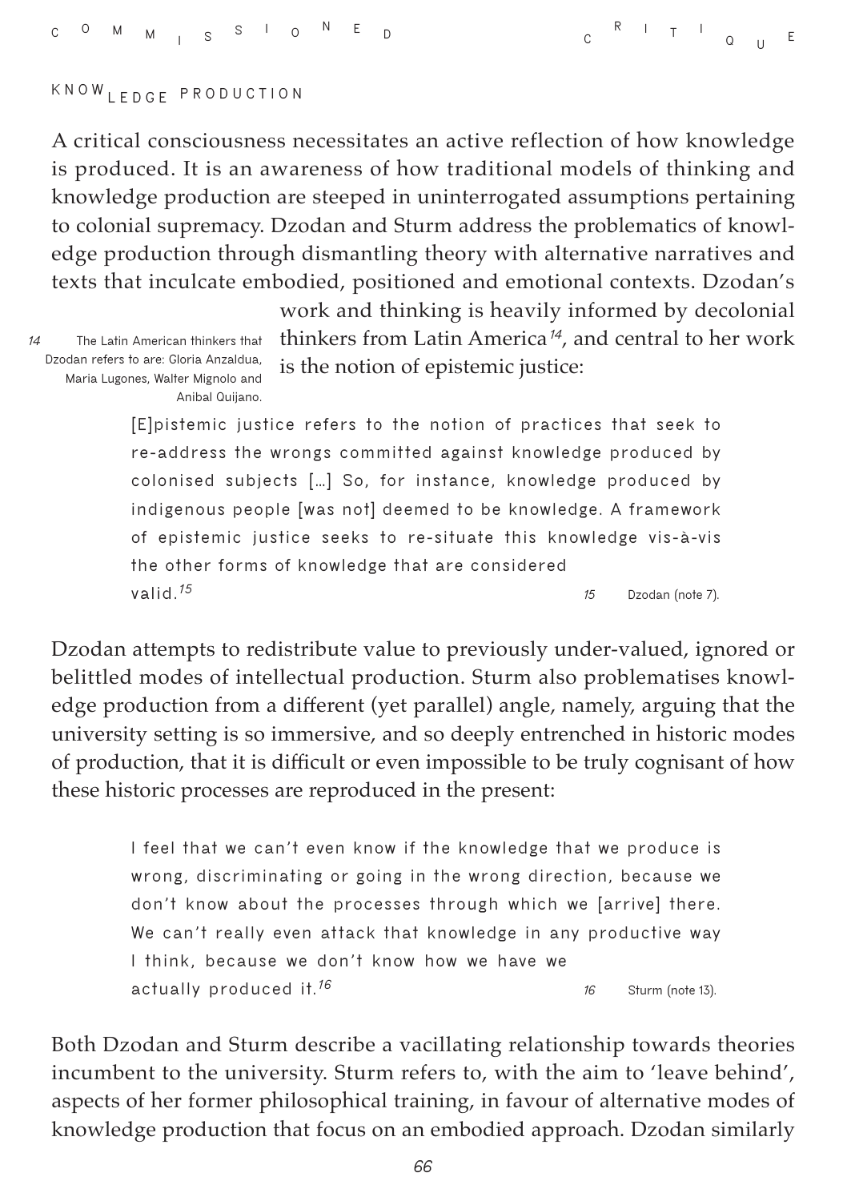## KNOWLEDGE PRODUCTION

A critical consciousness necessitates an active reflection of how knowledge is produced. It is an awareness of how traditional models of thinking and knowledge production are steeped in uninterrogated assumptions pertaining to colonial supremacy. Dzodan and Sturm address the problematics of knowledge production through dismantling theory with alternative narratives and texts that inculcate embodied, positioned and emotional contexts. Dzodan's work and thinking is heavily informed by decolonial thinkers from Latin America[14], and central to her work is the notion of epistemic justice:

> [E]pistemic justice refers to the notion of practices that seek to re-address the wrongs committed against knowledge produced by colonised subjects […] So, for instance, knowledge produced by indigenous people [was not] deemed to be knowledge. A framework of epistemic justice seeks to re-situate this knowledge vis-à-vis the other forms of knowledge that are considered valid.[15]

Dzodan attempts to redistribute value to previously under-valued, ignored or belittled modes of intellectual production. Sturm also problematises knowledge production from a different (yet parallel) angle, namely, arguing that the university setting is so immersive, and so deeply entrenched in historic modes of production, that it is difficult or even impossible to be truly cognisant of how these historic processes are reproduced in the present:

> I feel that we can't even know if the knowledge that we produce is wrong, discriminating or going in the wrong direction, because we don't know about the processes through which we [arrive] there. We can't really even attack that knowledge in any productive way I think, because we don't know how we have we actually produced it.[16]

Both Dzodan and Sturm describe a vacillating relationship towards theories incumbent to the university. Sturm refers to, with the aim to 'leave behind', aspects of her former philosophical training, in favour of alternative modes of knowledge production that focus on an embodied approach. Dzodan similarly

---

14 The Latin American thinkers that Dzodan refers to are: Gloria Anzaldua, Maria Lugones, Walter Mignolo and Anibal Quijano.

15 Dzodan (note 7).

16 Sturm (note 13).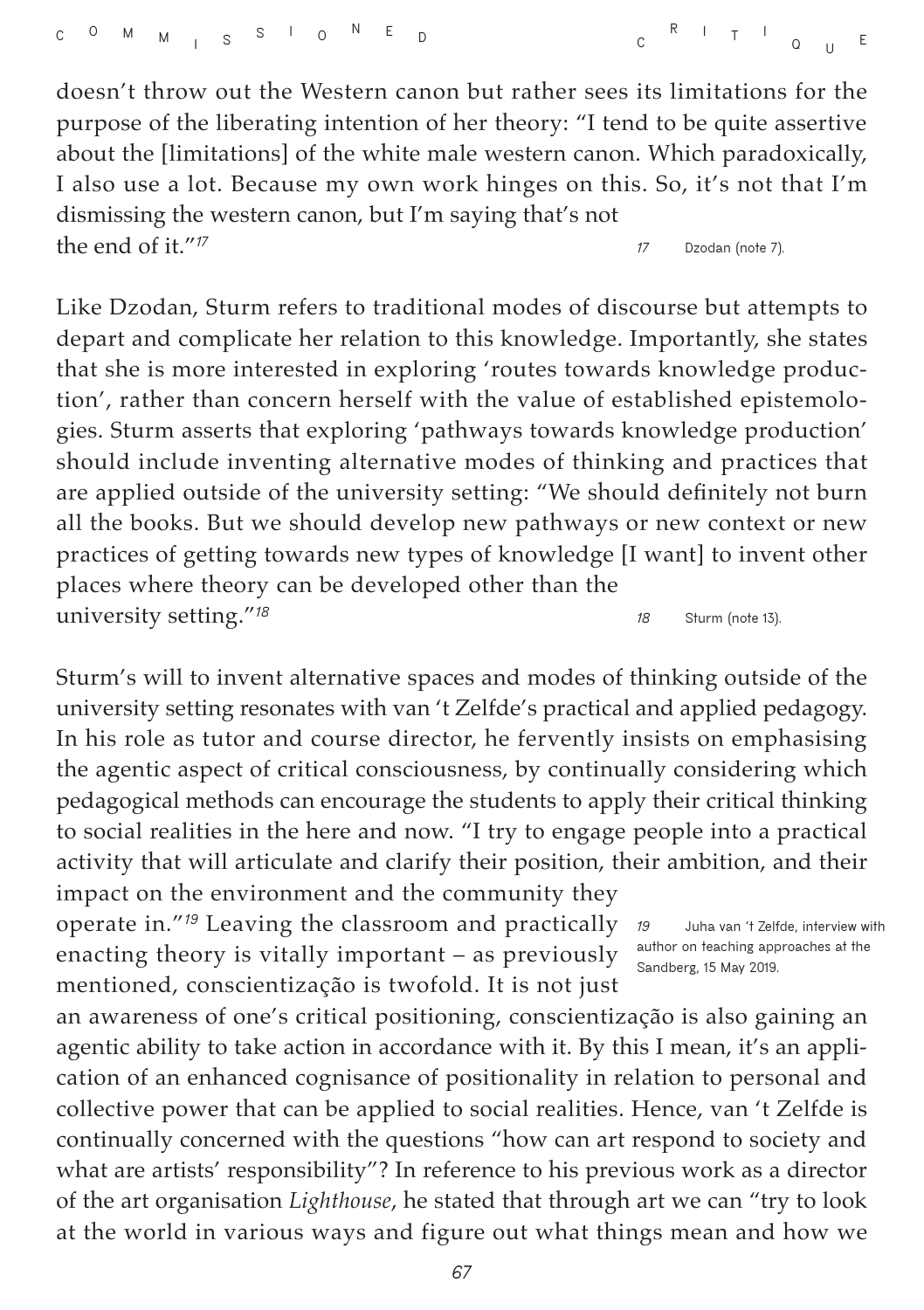doesn't throw out the Western canon but rather sees its limitations for the purpose of the liberating intention of her theory: "I tend to be quite assertive about the [limitations] of the white male western canon. Which paradoxically, I also use a lot. Because my own work hinges on this. So, it's not that I'm dismissing the western canon, but I'm saying that's not the end of it."[17]

[17] Dzodan (note 7).

Like Dzodan, Sturm refers to traditional modes of discourse but attempts to depart and complicate her relation to this knowledge. Importantly, she states that she is more interested in exploring 'routes towards knowledge production', rather than concern herself with the value of established epistemologies. Sturm asserts that exploring 'pathways towards knowledge production' should include inventing alternative modes of thinking and practices that are applied outside of the university setting: "We should definitely not burn all the books. But we should develop new pathways or new context or new practices of getting towards new types of knowledge [I want] to invent other places where theory can be developed other than the university setting."[18]

[18] Sturm (note 13).

Sturm's will to invent alternative spaces and modes of thinking outside of the university setting resonates with van 't Zelfde's practical and applied pedagogy. In his role as tutor and course director, he fervently insists on emphasising the agentic aspect of critical consciousness, by continually considering which pedagogical methods can encourage the students to apply their critical thinking to social realities in the here and now. "I try to engage people into a practical activity that will articulate and clarify their position, their ambition, and their impact on the environment and the community they operate in."[19] Leaving the classroom and practically enacting theory is vitally important – as previously mentioned, conscientização is twofold. It is not just an awareness of one's critical positioning, conscientização is also gaining an agentic ability to take action in accordance with it. By this I mean, it's an application of an enhanced cognisance of positionality in relation to personal and collective power that can be applied to social realities. Hence, van 't Zelfde is continually concerned with the questions "how can art respond to society and what are artists' responsibility"? In reference to his previous work as a director of the art organisation *Lighthouse*, he stated that through art we can "try to look at the world in various ways and figure out what things mean and how we

[19] Juha van 't Zelfde, interview with author on teaching approaches at the Sandberg, 15 May 2019.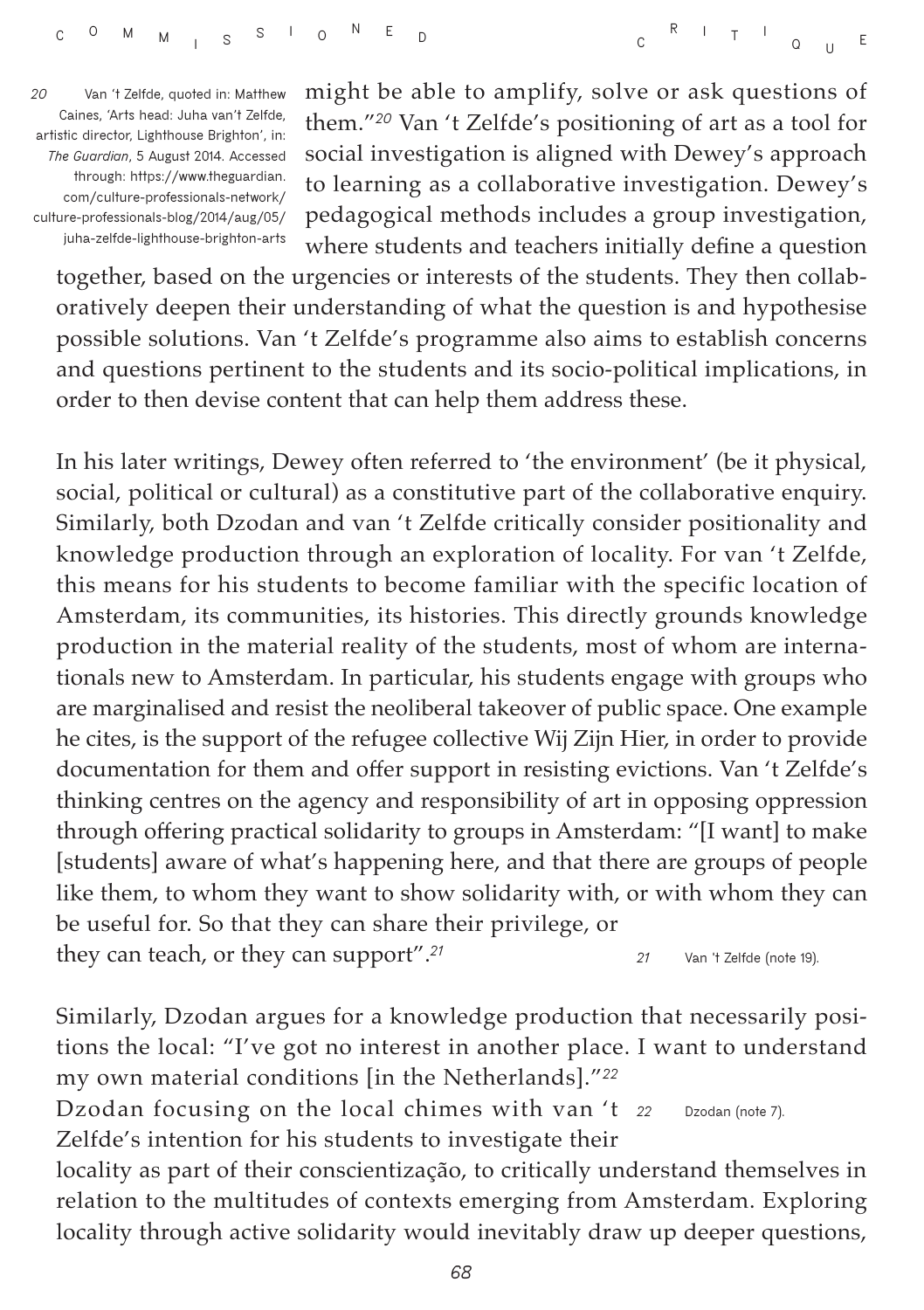might be able to amplify, solve or ask questions of them."[20] Van 't Zelfde's positioning of art as a tool for social investigation is aligned with Dewey's approach to learning as a collaborative investigation. Dewey's pedagogical methods includes a group investigation, where students and teachers initially define a question together, based on the urgencies or interests of the students. They then collaboratively deepen their understanding of what the question is and hypothesise possible solutions. Van 't Zelfde's programme also aims to establish concerns and questions pertinent to the students and its socio-political implications, in order to then devise content that can help them address these.

20 Van 't Zelfde, quoted in: Matthew Caines, 'Arts head: Juha van't Zelfde, artistic director, Lighthouse Brighton', in: *The Guardian*, 5 August 2014. Accessed through: https://www.theguardian.com/culture-professionals-network/culture-professionals-blog/2014/aug/05/juha-zelfde-lighthouse-brighton-arts

In his later writings, Dewey often referred to 'the environment' (be it physical, social, political or cultural) as a constitutive part of the collaborative enquiry. Similarly, both Dzodan and van 't Zelfde critically consider positionality and knowledge production through an exploration of locality. For van 't Zelfde, this means for his students to become familiar with the specific location of Amsterdam, its communities, its histories. This directly grounds knowledge production in the material reality of the students, most of whom are internationals new to Amsterdam. In particular, his students engage with groups who are marginalised and resist the neoliberal takeover of public space. One example he cites, is the support of the refugee collective Wij Zijn Hier, in order to provide documentation for them and offer support in resisting evictions. Van 't Zelfde's thinking centres on the agency and responsibility of art in opposing oppression through offering practical solidarity to groups in Amsterdam: "[I want] to make [students] aware of what's happening here, and that there are groups of people like them, to whom they want to show solidarity with, or with whom they can be useful for. So that they can share their privilege, or they can teach, or they can support".[21]

21 Van 't Zelfde (note 19).

Similarly, Dzodan argues for a knowledge production that necessarily positions the local: "I've got no interest in another place. I want to understand my own material conditions [in the Netherlands]."[22]

22 Dzodan (note 7).

Dzodan focusing on the local chimes with van 't Zelfde's intention for his students to investigate their locality as part of their conscientização, to critically understand themselves in relation to the multitudes of contexts emerging from Amsterdam. Exploring locality through active solidarity would inevitably draw up deeper questions,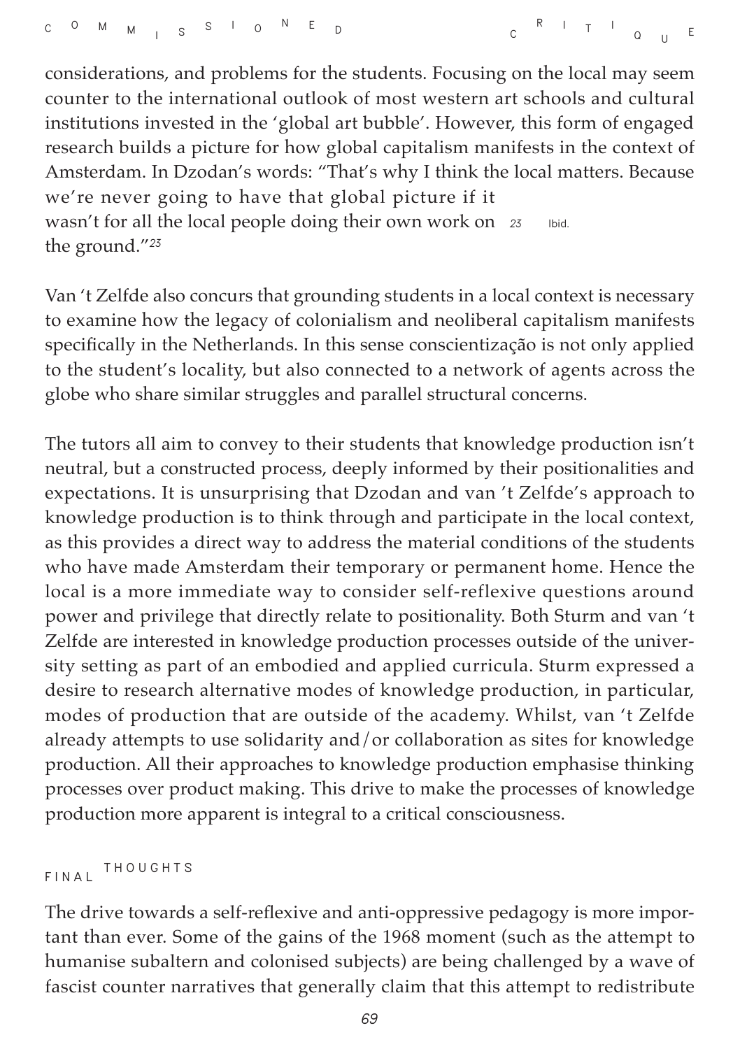considerations, and problems for the students. Focusing on the local may seem counter to the international outlook of most western art schools and cultural institutions invested in the 'global art bubble'. However, this form of engaged research builds a picture for how global capitalism manifests in the context of Amsterdam. In Dzodan's words: "That's why I think the local matters. Because we're never going to have that global picture if it wasn't for all the local people doing their own work on the ground."[23]

[23] Ibid.

Van 't Zelfde also concurs that grounding students in a local context is necessary to examine how the legacy of colonialism and neoliberal capitalism manifests specifically in the Netherlands. In this sense conscientização is not only applied to the student's locality, but also connected to a network of agents across the globe who share similar struggles and parallel structural concerns.

The tutors all aim to convey to their students that knowledge production isn't neutral, but a constructed process, deeply informed by their positionalities and expectations. It is unsurprising that Dzodan and van 't Zelfde's approach to knowledge production is to think through and participate in the local context, as this provides a direct way to address the material conditions of the students who have made Amsterdam their temporary or permanent home. Hence the local is a more immediate way to consider self-reflexive questions around power and privilege that directly relate to positionality. Both Sturm and van 't Zelfde are interested in knowledge production processes outside of the university setting as part of an embodied and applied curricula. Sturm expressed a desire to research alternative modes of knowledge production, in particular, modes of production that are outside of the academy. Whilst, van 't Zelfde already attempts to use solidarity and/or collaboration as sites for knowledge production. All their approaches to knowledge production emphasise thinking processes over product making. This drive to make the processes of knowledge production more apparent is integral to a critical consciousness.

## FINAL THOUGHTS

The drive towards a self-reflexive and anti-oppressive pedagogy is more important than ever. Some of the gains of the 1968 moment (such as the attempt to humanise subaltern and colonised subjects) are being challenged by a wave of fascist counter narratives that generally claim that this attempt to redistribute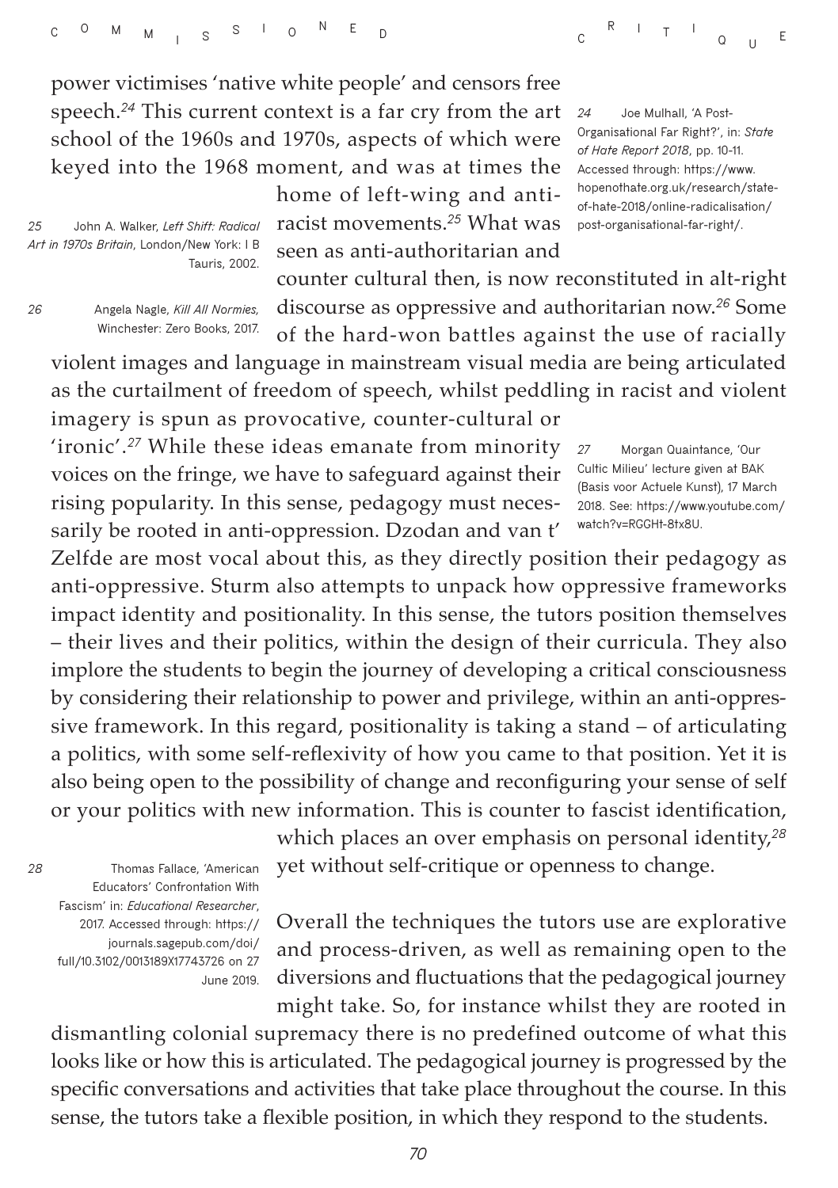power victimises 'native white people' and censors free speech.[24] This current context is a far cry from the art school of the 1960s and 1970s, aspects of which were keyed into the 1968 moment, and was at times the home of left-wing and anti-racist movements.[25] What was seen as anti-authoritarian and counter cultural then, is now reconstituted in alt-right discourse as oppressive and authoritarian now.[26] Some of the hard-won battles against the use of racially violent images and language in mainstream visual media are being articulated as the curtailment of freedom of speech, whilst peddling in racist and violent imagery is spun as provocative, counter-cultural or 'ironic'.[27] While these ideas emanate from minority voices on the fringe, we have to safeguard against their rising popularity. In this sense, pedagogy must necessarily be rooted in anti-oppression. Dzodan and van t' Zelfde are most vocal about this, as they directly position their pedagogy as anti-oppressive. Sturm also attempts to unpack how oppressive frameworks impact identity and positionality. In this sense, the tutors position themselves – their lives and their politics, within the design of their curricula. They also implore the students to begin the journey of developing a critical consciousness by considering their relationship to power and privilege, within an anti-oppressive framework. In this regard, positionality is taking a stand – of articulating a politics, with some self-reflexivity of how you came to that position. Yet it is also being open to the possibility of change and reconfiguring your sense of self or your politics with new information. This is counter to fascist identification, which places an over emphasis on personal identity,[28] yet without self-critique or openness to change.

Overall the techniques the tutors use are explorative and process-driven, as well as remaining open to the diversions and fluctuations that the pedagogical journey might take. So, for instance whilst they are rooted in dismantling colonial supremacy there is no predefined outcome of what this looks like or how this is articulated. The pedagogical journey is progressed by the specific conversations and activities that take place throughout the course. In this sense, the tutors take a flexible position, in which they respond to the students.

24 Joe Mulhall, 'A Post-Organisational Far Right?', in: *State of Hate Report 2018*, pp. 10-11. Accessed through: https://www.hopenothate.org.uk/research/state-of-hate-2018/online-radicalisation/post-organisational-far-right/.

25 John A. Walker, *Left Shift: Radical Art in 1970s Britain*, London/New York: I B Tauris, 2002.

26 Angela Nagle, *Kill All Normies*, Winchester: Zero Books, 2017.

27 Morgan Quaintance, 'Our Cultic Milieu' lecture given at BAK (Basis voor Actuele Kunst), 17 March 2018. See: https://www.youtube.com/watch?v=RGGHt-8tx8U.

28 Thomas Fallace, 'American Educators' Confrontation With Fascism' in: *Educational Researcher*, 2017. Accessed through: https://journals.sagepub.com/doi/full/10.3102/0013189X17743726 on 27 June 2019.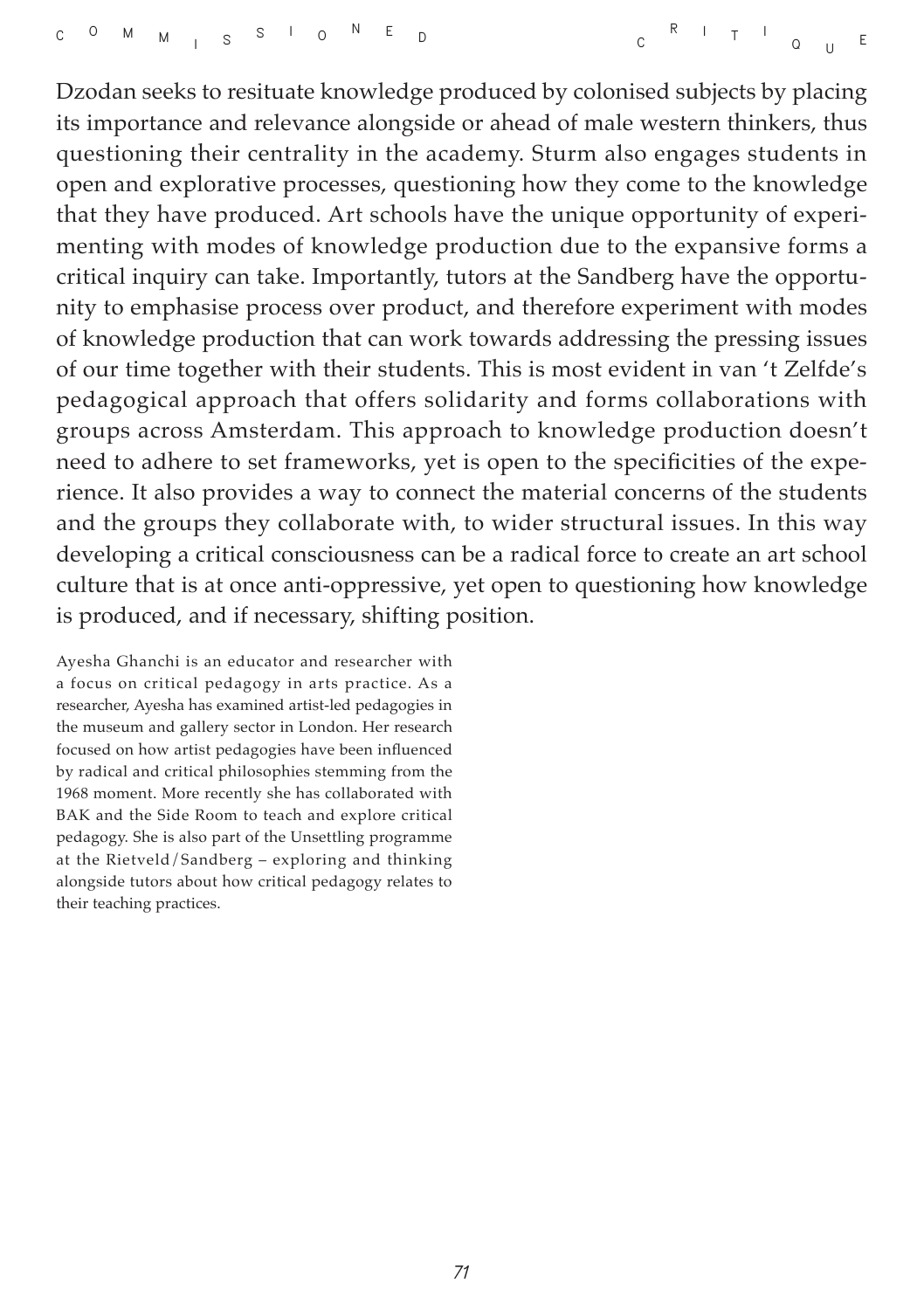Dzodan seeks to resituate knowledge produced by colonised subjects by placing its importance and relevance alongside or ahead of male western thinkers, thus questioning their centrality in the academy. Sturm also engages students in open and explorative processes, questioning how they come to the knowledge that they have produced. Art schools have the unique opportunity of experimenting with modes of knowledge production due to the expansive forms a critical inquiry can take. Importantly, tutors at the Sandberg have the opportunity to emphasise process over product, and therefore experiment with modes of knowledge production that can work towards addressing the pressing issues of our time together with their students. This is most evident in van 't Zelfde's pedagogical approach that offers solidarity and forms collaborations with groups across Amsterdam. This approach to knowledge production doesn't need to adhere to set frameworks, yet is open to the specificities of the experience. It also provides a way to connect the material concerns of the students and the groups they collaborate with, to wider structural issues. In this way developing a critical consciousness can be a radical force to create an art school culture that is at once anti-oppressive, yet open to questioning how knowledge is produced, and if necessary, shifting position.

Ayesha Ghanchi is an educator and researcher with a focus on critical pedagogy in arts practice. As a researcher, Ayesha has examined artist-led pedagogies in the museum and gallery sector in London. Her research focused on how artist pedagogies have been influenced by radical and critical philosophies stemming from the 1968 moment. More recently she has collaborated with BAK and the Side Room to teach and explore critical pedagogy. She is also part of the Unsettling programme at the Rietveld/Sandberg – exploring and thinking alongside tutors about how critical pedagogy relates to their teaching practices.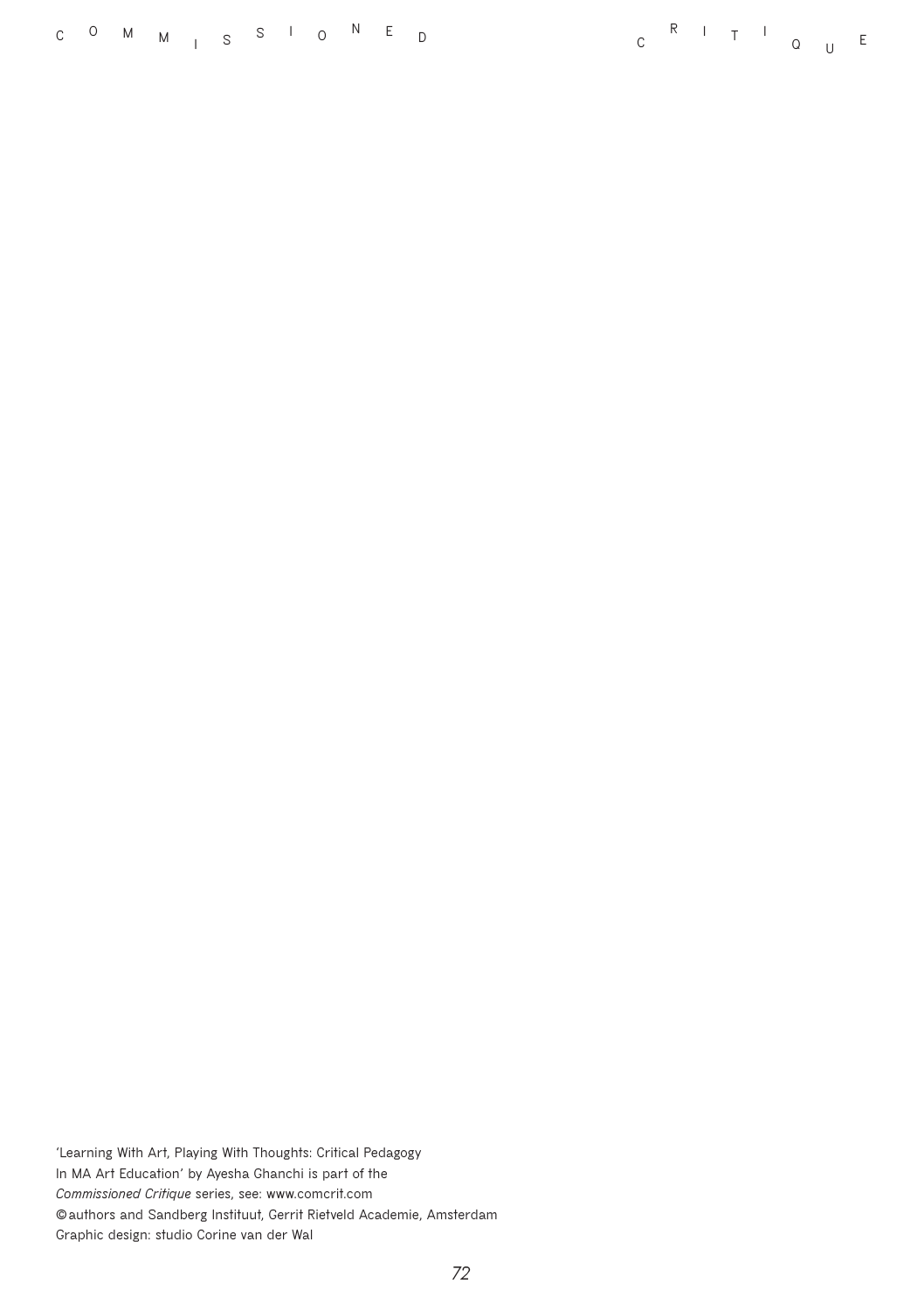'Learning With Art, Playing With Thoughts: Critical Pedagogy
In MA Art Education' by Ayesha Ghanchi is part of the
*Commissioned Critique* series, see: www.comcrit.com
©authors and Sandberg Instituut, Gerrit Rietveld Academie, Amsterdam
Graphic design: studio Corine van der Wal